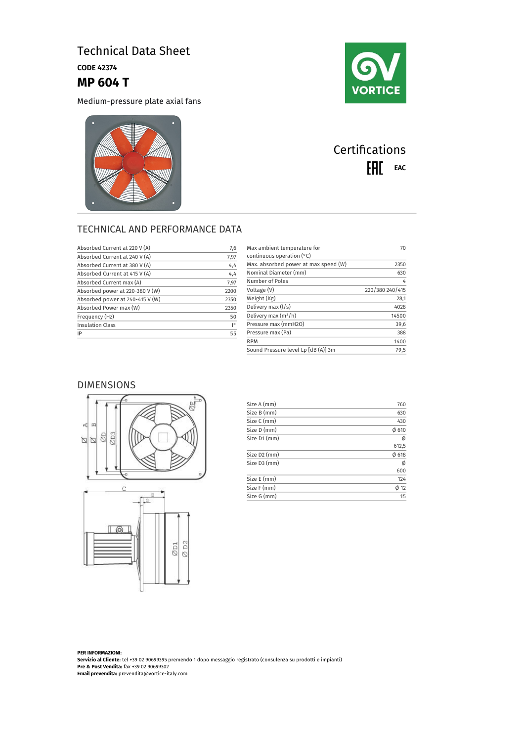# Technical Data Sheet

**CODE 42374**

# MP 604 T

Medium-pressure plate axial fans

VORTICE

## Certifications

EAC

## TECHNICAL AND PERFORMANCE DATA

| | |
|---|---|
| Absorbed Current at 220 V (A) | 7,6 |
| Absorbed Current at 240 V (A) | 7,97 |
| Absorbed Current at 380 V (A) | 4,4 |
| Absorbed Current at 415 V (A) | 4,4 |
| Absorbed Current max (A) | 7,97 |
| Absorbed power at 220-380 V (W) | 2200 |
| Absorbed power at 240-415 V (W) | 2350 |
| Absorbed Power max (W) | 2350 |
| Frequency (Hz) | 50 |
| Insulation Class | I° |
| IP | 55 |

| | |
|---|---|
| Max ambient temperature for continuous operation (°C) | 70 |
| Max. absorbed power at max speed (W) | 2350 |
| Nominal Diameter (mm) | 630 |
| Number of Poles | 4 |
| Voltage (V) | 220/380 240/415 |
| Weight (Kg) | 28,1 |
| Delivery max (l/s) | 4028 |
| Delivery max ($m^3$/h) | 14500 |
| Pressure max (mmH2O) | 39,6 |
| Pressure max (Pa) | 388 |
| RPM | 1400 |
| Sound Pressure level Lp [dB (A)] 3m | 79,5 |

## DIMENSIONS

| | |
|---|---|
| Size A (mm) | 760 |
| Size B (mm) | 630 |
| Size C (mm) | 430 |
| Size D (mm) | Ø 610 |
| Size D1 (mm) | Ø 612,5 |
| Size D2 (mm) | Ø 618 |
| Size D3 (mm) | Ø 600 |
| Size E (mm) | 124 |
| Size F (mm) | Ø 12 |
| Size G (mm) | 15 |

**PER INFORMAZIONI:**
**Servizio al Cliente:** tel +39 02 90699395 premendo 1 dopo messaggio registrato (consulenza su prodotti e impianti)
**Pre & Post Vendita:** fax +39 02 90699302
**Email prevendita:** prevendita@vortice-italy.com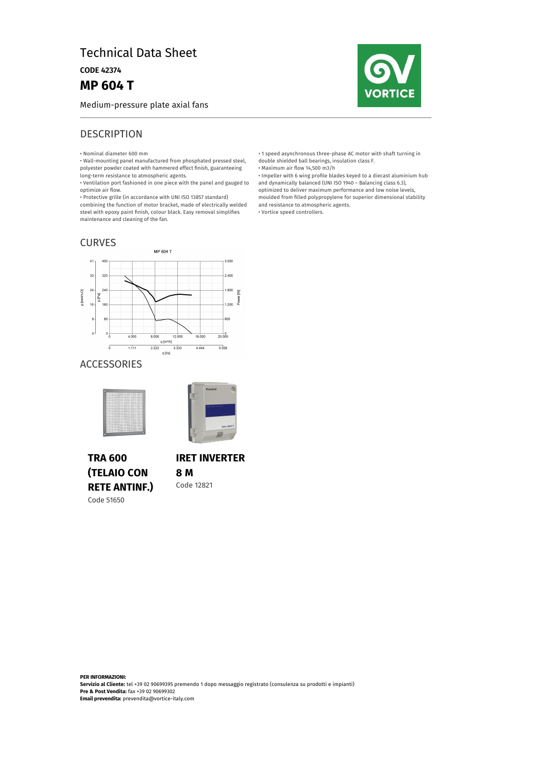# Technical Data Sheet

**CODE 42374**

## MP 604 T

Medium-pressure plate axial fans

## DESCRIPTION

- Nominal diameter 600 mm
- Wall-mounting panel manufactured from phosphated pressed steel, polyester powder coated with hammered effect finish, guaranteeing long-term resistance to atmospheric agents.
- Ventilation port fashioned in one piece with the panel and gauged to optimize air flow.
- Protective grille (in accordance with UNI ISO 13857 standard) combining the function of motor bracket, made of electrically welded steel with epoxy paint finish, colour black. Easy removal simplifies maintenance and cleaning of the fan.
- 1 speed asynchronous three-phase AC motor with shaft turning in double shielded ball bearings, insulation class F.
- Maximum air flow 14,500 m3/h
- Impeller with 6 wing profile blades keyed to a diecast aluminium hub and dynamically balanced (UNI ISO 1940 – Balancing class 6.3), optimized to deliver maximum performance and low noise levels, moulded from filled polypropylene for superior dimensional stability and resistance to atmospheric agents.
- Vortice speed controllers.

## CURVES

MP 604 T

p [mmH₂O]: 0, 8, 16, 24, 33, 41

p [Pa]: 0, 80, 160, 240, 320, 400

Power [W]: 0, 600, 1.200, 1.800, 2.400, 3.000

q [m³/h]: 0, 4.000, 8.000, 12.000, 16.000, 20.000

q [l/s]: 0, 1.111, 2.222, 3.333, 4.444, 5.556

## ACCESSORIES

**TRA 600 (TELAIO CON RETE ANTINF.)**
Code 51650

**IRET INVERTER 8 M**
Code 12821

**PER INFORMAZIONI:**
**Servizio al Cliente:** tel +39 02 90699395 premendo 1 dopo messaggio registrato (consulenza su prodotti e impianti)
**Pre & Post Vendita:** fax +39 02 90699302
**Email prevendita:** prevendita@vortice-italy.com